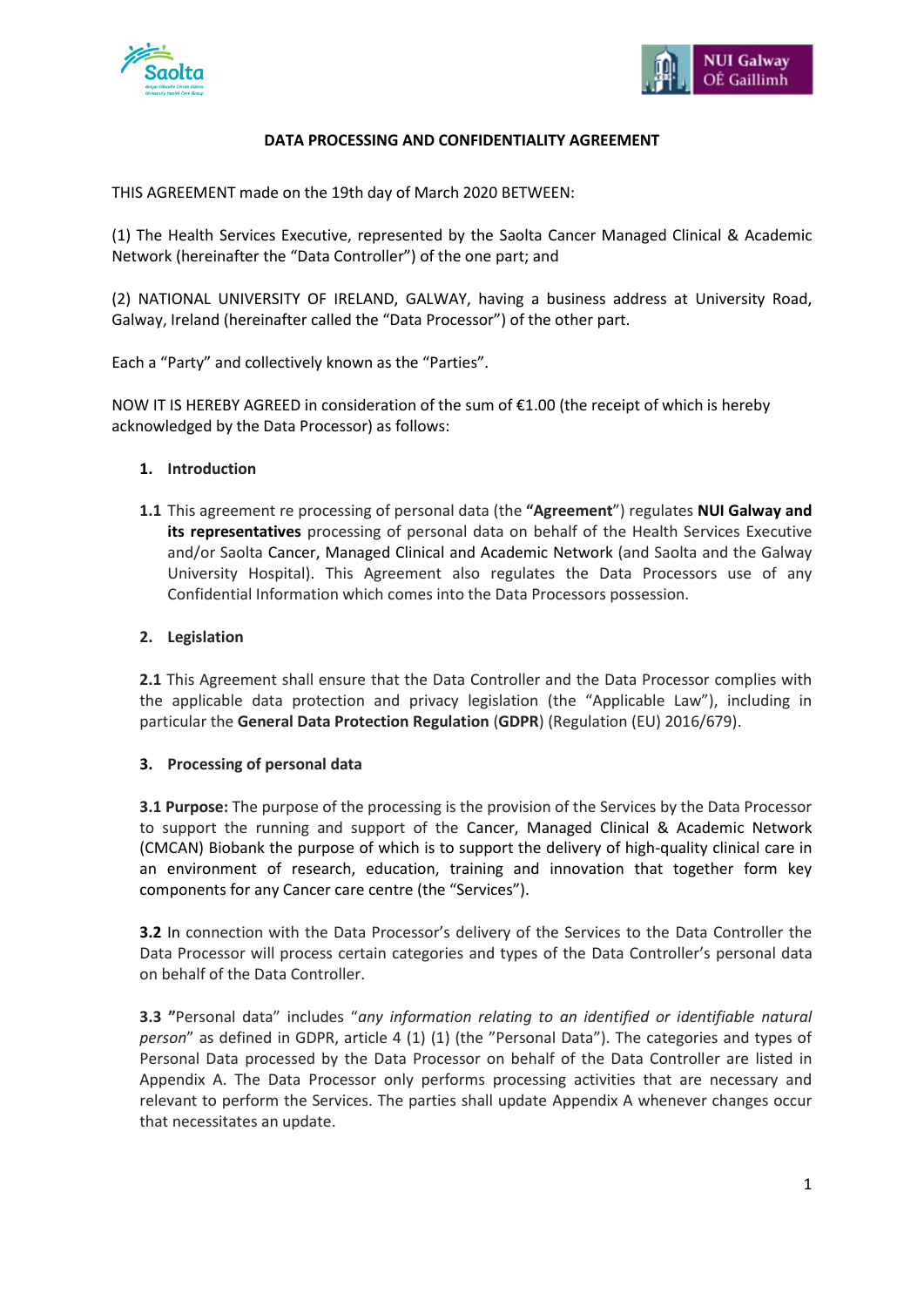# DATA PROCESSING AND CONFIDENTIALITY AGREEMENT

THIS AGREEMENT made on the 19th day of March 2020 BETWEEN:

(1) The Health Services Executive, represented by the Saolta Cancer Managed Clinical & Academic Network (hereinafter the "Data Controller") of the one part; and

(2) NATIONAL UNIVERSITY OF IRELAND, GALWAY, having a business address at University Road, Galway, Ireland (hereinafter called the "Data Processor") of the other part.

Each a "Party" and collectively known as the "Parties".

NOW IT IS HEREBY AGREED in consideration of the sum of €1.00 (the receipt of which is hereby acknowledged by the Data Processor) as follows:

## 1. Introduction

**1.1** This agreement re processing of personal data (the **"Agreement"**) regulates **NUI Galway and its representatives** processing of personal data on behalf of the Health Services Executive and/or Saolta Cancer, Managed Clinical and Academic Network (and Saolta and the Galway University Hospital). This Agreement also regulates the Data Processors use of any Confidential Information which comes into the Data Processors possession.

## 2. Legislation

**2.1** This Agreement shall ensure that the Data Controller and the Data Processor complies with the applicable data protection and privacy legislation (the "Applicable Law"), including in particular the **General Data Protection Regulation** (**GDPR**) (Regulation (EU) 2016/679).

## 3. Processing of personal data

**3.1 Purpose:** The purpose of the processing is the provision of the Services by the Data Processor to support the running and support of the Cancer, Managed Clinical & Academic Network (CMCAN) Biobank the purpose of which is to support the delivery of high-quality clinical care in an environment of research, education, training and innovation that together form key components for any Cancer care centre (the "Services").

**3.2** In connection with the Data Processor's delivery of the Services to the Data Controller the Data Processor will process certain categories and types of the Data Controller's personal data on behalf of the Data Controller.

**3.3** "Personal data" includes "*any information relating to an identified or identifiable natural person*" as defined in GDPR, article 4 (1) (1) (the "Personal Data"). The categories and types of Personal Data processed by the Data Processor on behalf of the Data Controller are listed in Appendix A. The Data Processor only performs processing activities that are necessary and relevant to perform the Services. The parties shall update Appendix A whenever changes occur that necessitates an update.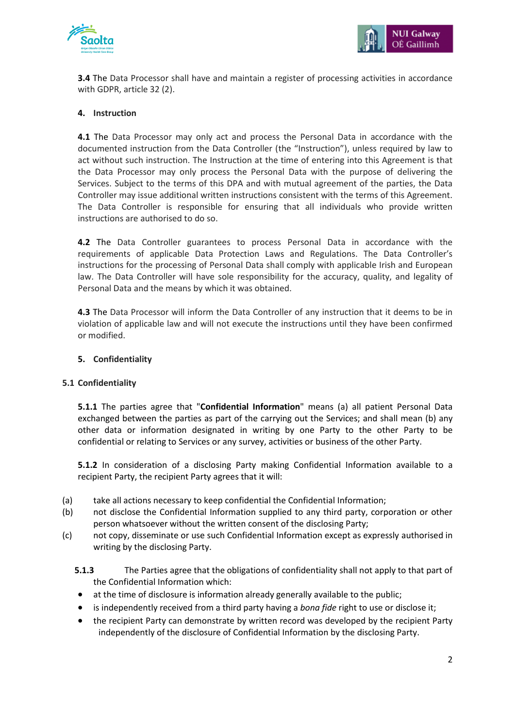**3.4** The Data Processor shall have and maintain a register of processing activities in accordance with GDPR, article 32 (2).

## 4. Instruction

**4.1** The Data Processor may only act and process the Personal Data in accordance with the documented instruction from the Data Controller (the "Instruction"), unless required by law to act without such instruction. The Instruction at the time of entering into this Agreement is that the Data Processor may only process the Personal Data with the purpose of delivering the Services. Subject to the terms of this DPA and with mutual agreement of the parties, the Data Controller may issue additional written instructions consistent with the terms of this Agreement. The Data Controller is responsible for ensuring that all individuals who provide written instructions are authorised to do so.

**4.2** The Data Controller guarantees to process Personal Data in accordance with the requirements of applicable Data Protection Laws and Regulations. The Data Controller's instructions for the processing of Personal Data shall comply with applicable Irish and European law. The Data Controller will have sole responsibility for the accuracy, quality, and legality of Personal Data and the means by which it was obtained.

**4.3** The Data Processor will inform the Data Controller of any instruction that it deems to be in violation of applicable law and will not execute the instructions until they have been confirmed or modified.

## 5. Confidentiality

### 5.1 Confidentiality

**5.1.1** The parties agree that "**Confidential Information**" means (a) all patient Personal Data exchanged between the parties as part of the carrying out the Services; and shall mean (b) any other data or information designated in writing by one Party to the other Party to be confidential or relating to Services or any survey, activities or business of the other Party.

**5.1.2** In consideration of a disclosing Party making Confidential Information available to a recipient Party, the recipient Party agrees that it will:

(a) take all actions necessary to keep confidential the Confidential Information;

(b) not disclose the Confidential Information supplied to any third party, corporation or other person whatsoever without the written consent of the disclosing Party;

(c) not copy, disseminate or use such Confidential Information except as expressly authorised in writing by the disclosing Party.

**5.1.3** The Parties agree that the obligations of confidentiality shall not apply to that part of the Confidential Information which:

- at the time of disclosure is information already generally available to the public;
- is independently received from a third party having a *bona fide* right to use or disclose it;
- the recipient Party can demonstrate by written record was developed by the recipient Party independently of the disclosure of Confidential Information by the disclosing Party.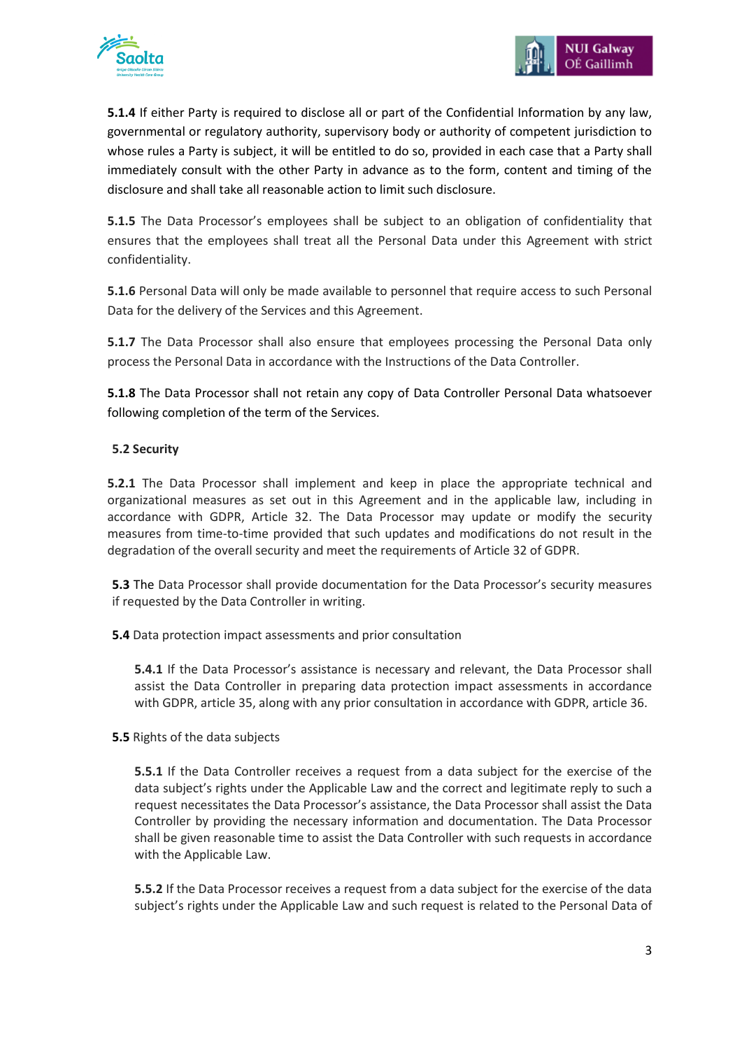**5.1.4** If either Party is required to disclose all or part of the Confidential Information by any law, governmental or regulatory authority, supervisory body or authority of competent jurisdiction to whose rules a Party is subject, it will be entitled to do so, provided in each case that a Party shall immediately consult with the other Party in advance as to the form, content and timing of the disclosure and shall take all reasonable action to limit such disclosure.

**5.1.5** The Data Processor's employees shall be subject to an obligation of confidentiality that ensures that the employees shall treat all the Personal Data under this Agreement with strict confidentiality.

**5.1.6** Personal Data will only be made available to personnel that require access to such Personal Data for the delivery of the Services and this Agreement.

**5.1.7** The Data Processor shall also ensure that employees processing the Personal Data only process the Personal Data in accordance with the Instructions of the Data Controller.

**5.1.8** The Data Processor shall not retain any copy of Data Controller Personal Data whatsoever following completion of the term of the Services.

**5.2 Security**

**5.2.1** The Data Processor shall implement and keep in place the appropriate technical and organizational measures as set out in this Agreement and in the applicable law, including in accordance with GDPR, Article 32. The Data Processor may update or modify the security measures from time-to-time provided that such updates and modifications do not result in the degradation of the overall security and meet the requirements of Article 32 of GDPR.

**5.3** The Data Processor shall provide documentation for the Data Processor's security measures if requested by the Data Controller in writing.

**5.4** Data protection impact assessments and prior consultation

**5.4.1** If the Data Processor's assistance is necessary and relevant, the Data Processor shall assist the Data Controller in preparing data protection impact assessments in accordance with GDPR, article 35, along with any prior consultation in accordance with GDPR, article 36.

**5.5** Rights of the data subjects

**5.5.1** If the Data Controller receives a request from a data subject for the exercise of the data subject's rights under the Applicable Law and the correct and legitimate reply to such a request necessitates the Data Processor's assistance, the Data Processor shall assist the Data Controller by providing the necessary information and documentation. The Data Processor shall be given reasonable time to assist the Data Controller with such requests in accordance with the Applicable Law.

**5.5.2** If the Data Processor receives a request from a data subject for the exercise of the data subject's rights under the Applicable Law and such request is related to the Personal Data of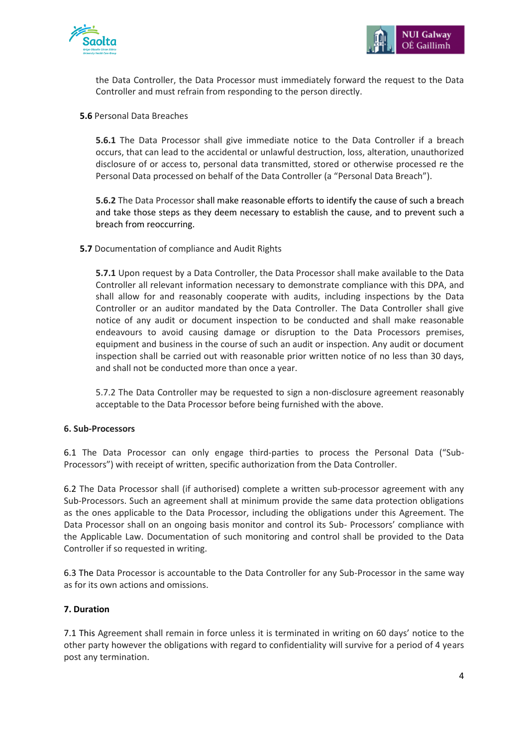the Data Controller, the Data Processor must immediately forward the request to the Data Controller and must refrain from responding to the person directly.

**5.6** Personal Data Breaches

**5.6.1** The Data Processor shall give immediate notice to the Data Controller if a breach occurs, that can lead to the accidental or unlawful destruction, loss, alteration, unauthorized disclosure of or access to, personal data transmitted, stored or otherwise processed re the Personal Data processed on behalf of the Data Controller (a "Personal Data Breach").

**5.6.2** The Data Processor shall make reasonable efforts to identify the cause of such a breach and take those steps as they deem necessary to establish the cause, and to prevent such a breach from reoccurring.

**5.7** Documentation of compliance and Audit Rights

**5.7.1** Upon request by a Data Controller, the Data Processor shall make available to the Data Controller all relevant information necessary to demonstrate compliance with this DPA, and shall allow for and reasonably cooperate with audits, including inspections by the Data Controller or an auditor mandated by the Data Controller. The Data Controller shall give notice of any audit or document inspection to be conducted and shall make reasonable endeavours to avoid causing damage or disruption to the Data Processors premises, equipment and business in the course of such an audit or inspection. Any audit or document inspection shall be carried out with reasonable prior written notice of no less than 30 days, and shall not be conducted more than once a year.

5.7.2 The Data Controller may be requested to sign a non-disclosure agreement reasonably acceptable to the Data Processor before being furnished with the above.

**6. Sub-Processors**

6.1 The Data Processor can only engage third-parties to process the Personal Data ("Sub-Processors") with receipt of written, specific authorization from the Data Controller.

6.2 The Data Processor shall (if authorised) complete a written sub-processor agreement with any Sub-Processors. Such an agreement shall at minimum provide the same data protection obligations as the ones applicable to the Data Processor, including the obligations under this Agreement. The Data Processor shall on an ongoing basis monitor and control its Sub- Processors' compliance with the Applicable Law. Documentation of such monitoring and control shall be provided to the Data Controller if so requested in writing.

6.3 The Data Processor is accountable to the Data Controller for any Sub-Processor in the same way as for its own actions and omissions.

**7. Duration**

7.1 This Agreement shall remain in force unless it is terminated in writing on 60 days' notice to the other party however the obligations with regard to confidentiality will survive for a period of 4 years post any termination.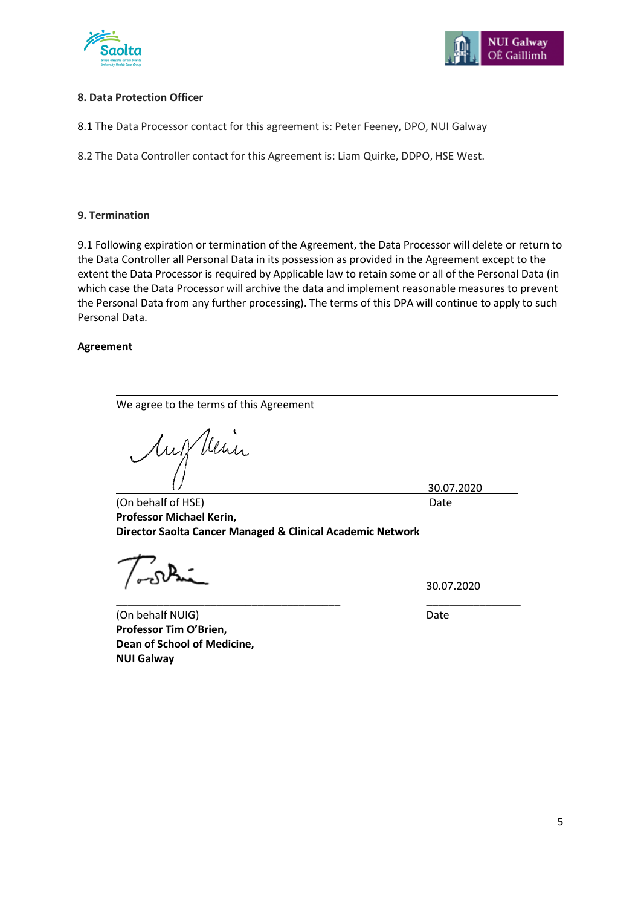**8. Data Protection Officer**

8.1 The Data Processor contact for this agreement is: Peter Feeney, DPO, NUI Galway

8.2 The Data Controller contact for this Agreement is: Liam Quirke, DDPO, HSE West.

**9. Termination**

9.1 Following expiration or termination of the Agreement, the Data Processor will delete or return to the Data Controller all Personal Data in its possession as provided in the Agreement except to the extent the Data Processor is required by Applicable law to retain some or all of the Personal Data (in which case the Data Processor will archive the data and implement reasonable measures to prevent the Personal Data from any further processing). The terms of this DPA will continue to apply to such Personal Data.

**Agreement**

We agree to the terms of this Agreement

(On behalf of HSE)
**Professor Michael Kerin,**
**Director Saolta Cancer Managed & Clinical Academic Network**

30.07.2020
Date

(On behalf NUIG)
**Professor Tim O'Brien,**
**Dean of School of Medicine,**
**NUI Galway**

30.07.2020
Date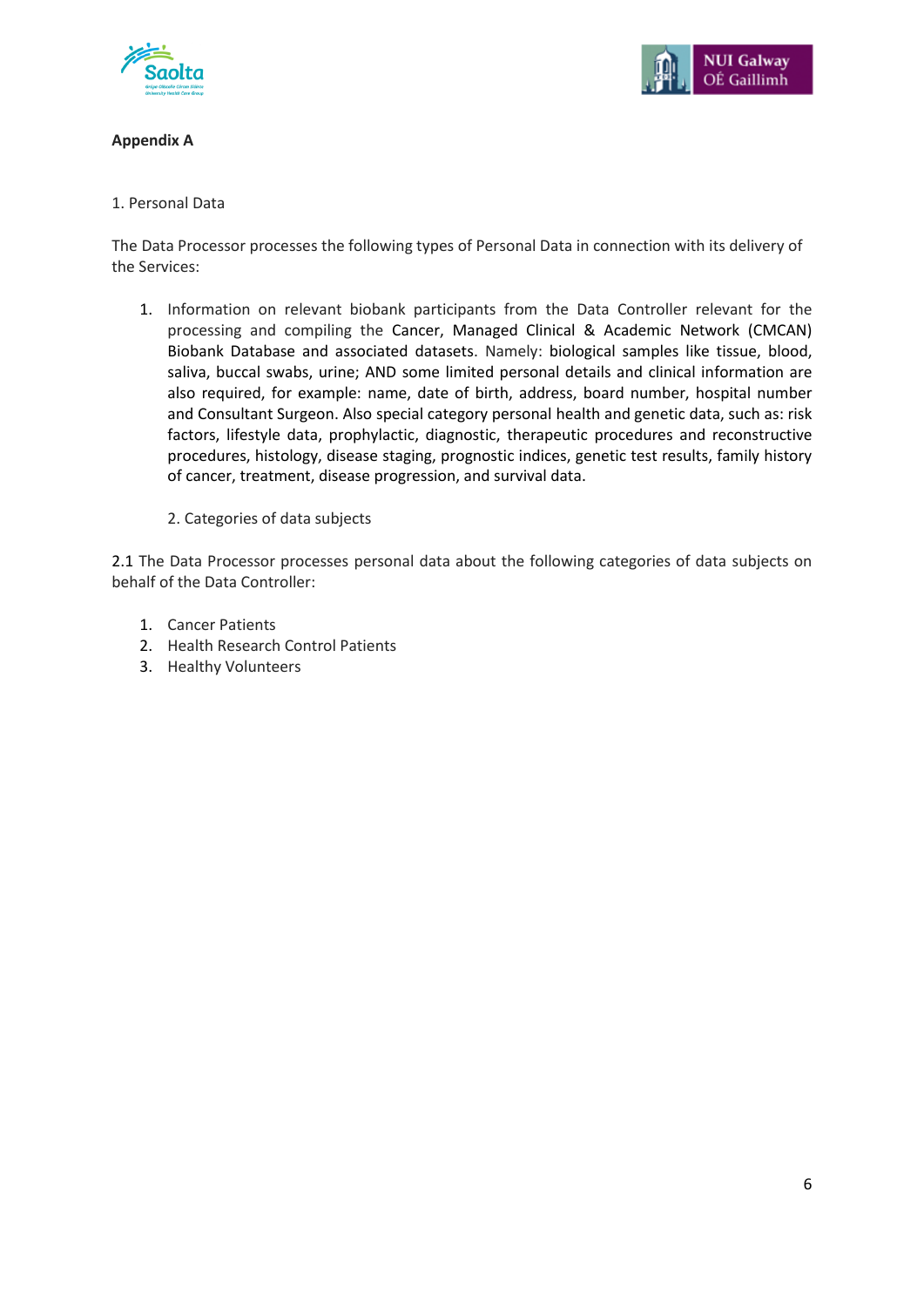**Appendix A**

1. Personal Data

The Data Processor processes the following types of Personal Data in connection with its delivery of the Services:

1. Information on relevant biobank participants from the Data Controller relevant for the processing and compiling the Cancer, Managed Clinical & Academic Network (CMCAN) Biobank Database and associated datasets. Namely: biological samples like tissue, blood, saliva, buccal swabs, urine; AND some limited personal details and clinical information are also required, for example: name, date of birth, address, board number, hospital number and Consultant Surgeon. Also special category personal health and genetic data, such as: risk factors, lifestyle data, prophylactic, diagnostic, therapeutic procedures and reconstructive procedures, histology, disease staging, prognostic indices, genetic test results, family history of cancer, treatment, disease progression, and survival data.

   2. Categories of data subjects

2.1 The Data Processor processes personal data about the following categories of data subjects on behalf of the Data Controller:

1. Cancer Patients
2. Health Research Control Patients
3. Healthy Volunteers